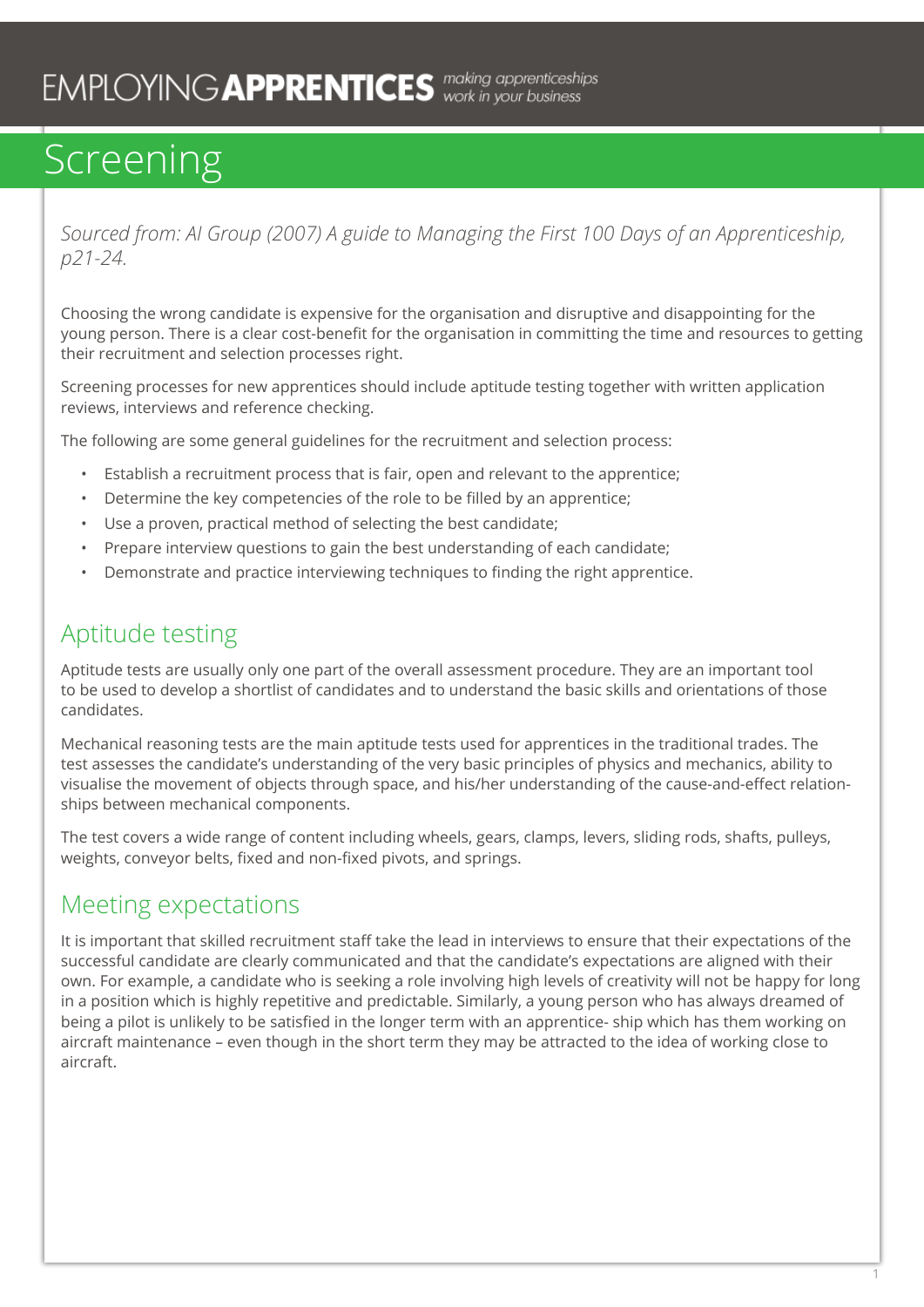# Screening

*Sourced from: AI Group (2007) A guide to Managing the First 100 Days of an Apprenticeship, p21-24.*

Choosing the wrong candidate is expensive for the organisation and disruptive and disappointing for the young person. There is a clear cost-benefit for the organisation in committing the time and resources to getting their recruitment and selection processes right.

Screening processes for new apprentices should include aptitude testing together with written application reviews, interviews and reference checking.

The following are some general guidelines for the recruitment and selection process:

- Establish a recruitment process that is fair, open and relevant to the apprentice;
- Determine the key competencies of the role to be filled by an apprentice;
- Use a proven, practical method of selecting the best candidate;
- Prepare interview questions to gain the best understanding of each candidate;
- Demonstrate and practice interviewing techniques to finding the right apprentice.

## Aptitude testing

Aptitude tests are usually only one part of the overall assessment procedure. They are an important tool to be used to develop a shortlist of candidates and to understand the basic skills and orientations of those candidates.

Mechanical reasoning tests are the main aptitude tests used for apprentices in the traditional trades. The test assesses the candidate's understanding of the very basic principles of physics and mechanics, ability to visualise the movement of objects through space, and his/her understanding of the cause-and-effect relationships between mechanical components.

The test covers a wide range of content including wheels, gears, clamps, levers, sliding rods, shafts, pulleys, weights, conveyor belts, fixed and non-fixed pivots, and springs.

## Meeting expectations

It is important that skilled recruitment staff take the lead in interviews to ensure that their expectations of the successful candidate are clearly communicated and that the candidate's expectations are aligned with their own. For example, a candidate who is seeking a role involving high levels of creativity will not be happy for long in a position which is highly repetitive and predictable. Similarly, a young person who has always dreamed of being a pilot is unlikely to be satisfied in the longer term with an apprenticeship which has them working on aircraft maintenance – even though in the short term they may be attracted to the idea of working close to aircraft.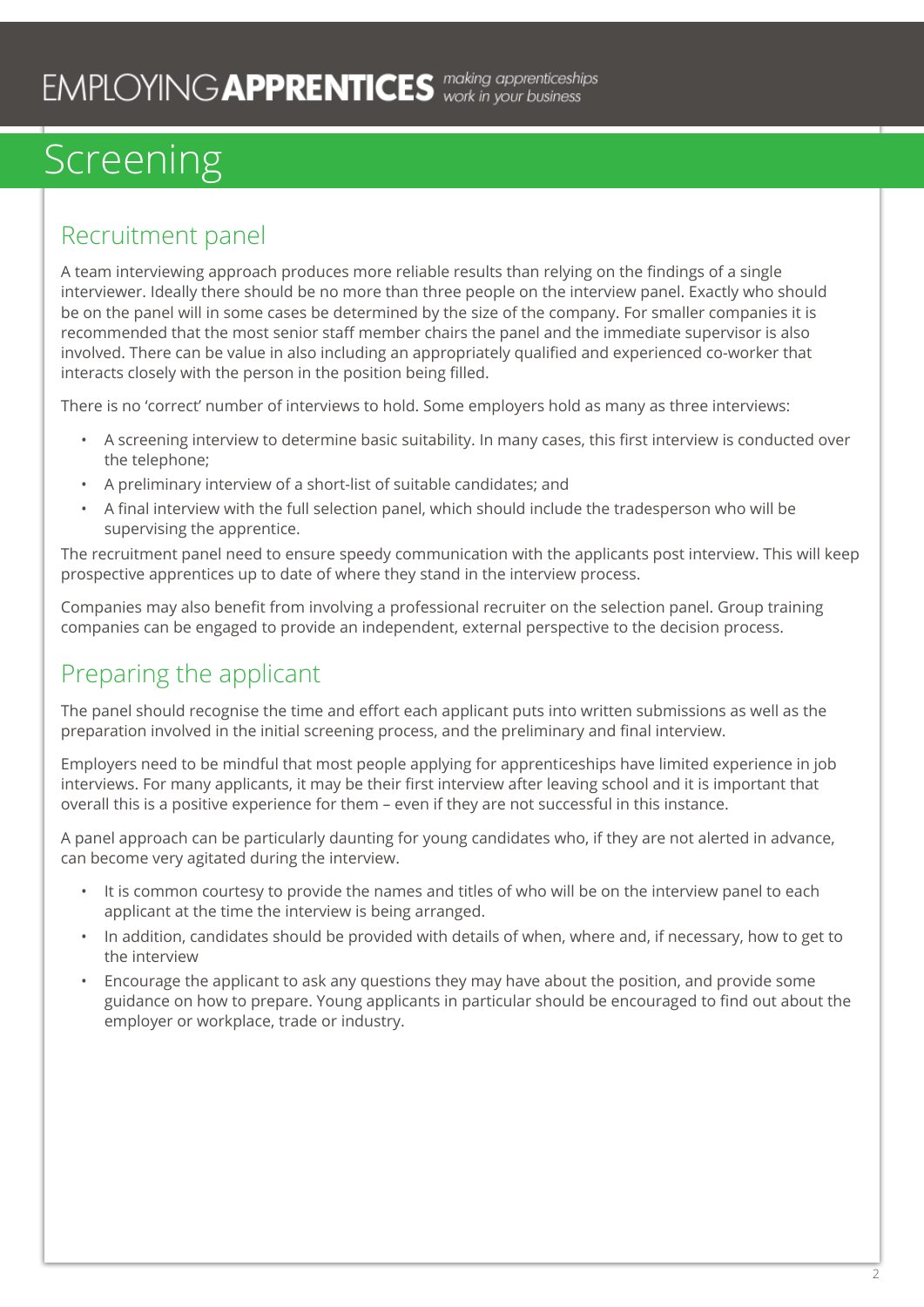# Screening

## Recruitment panel

A team interviewing approach produces more reliable results than relying on the findings of a single interviewer. Ideally there should be no more than three people on the interview panel. Exactly who should be on the panel will in some cases be determined by the size of the company. For smaller companies it is recommended that the most senior staff member chairs the panel and the immediate supervisor is also involved. There can be value in also including an appropriately qualified and experienced co-worker that interacts closely with the person in the position being filled.

There is no 'correct' number of interviews to hold. Some employers hold as many as three interviews:

- A screening interview to determine basic suitability. In many cases, this first interview is conducted over the telephone;
- A preliminary interview of a short-list of suitable candidates; and
- A final interview with the full selection panel, which should include the tradesperson who will be supervising the apprentice.

The recruitment panel need to ensure speedy communication with the applicants post interview. This will keep prospective apprentices up to date of where they stand in the interview process.

Companies may also benefit from involving a professional recruiter on the selection panel. Group training companies can be engaged to provide an independent, external perspective to the decision process.

## Preparing the applicant

The panel should recognise the time and effort each applicant puts into written submissions as well as the preparation involved in the initial screening process, and the preliminary and final interview.

Employers need to be mindful that most people applying for apprenticeships have limited experience in job interviews. For many applicants, it may be their first interview after leaving school and it is important that overall this is a positive experience for them – even if they are not successful in this instance.

A panel approach can be particularly daunting for young candidates who, if they are not alerted in advance, can become very agitated during the interview.

- It is common courtesy to provide the names and titles of who will be on the interview panel to each applicant at the time the interview is being arranged.
- In addition, candidates should be provided with details of when, where and, if necessary, how to get to the interview
- Encourage the applicant to ask any questions they may have about the position, and provide some guidance on how to prepare. Young applicants in particular should be encouraged to find out about the employer or workplace, trade or industry.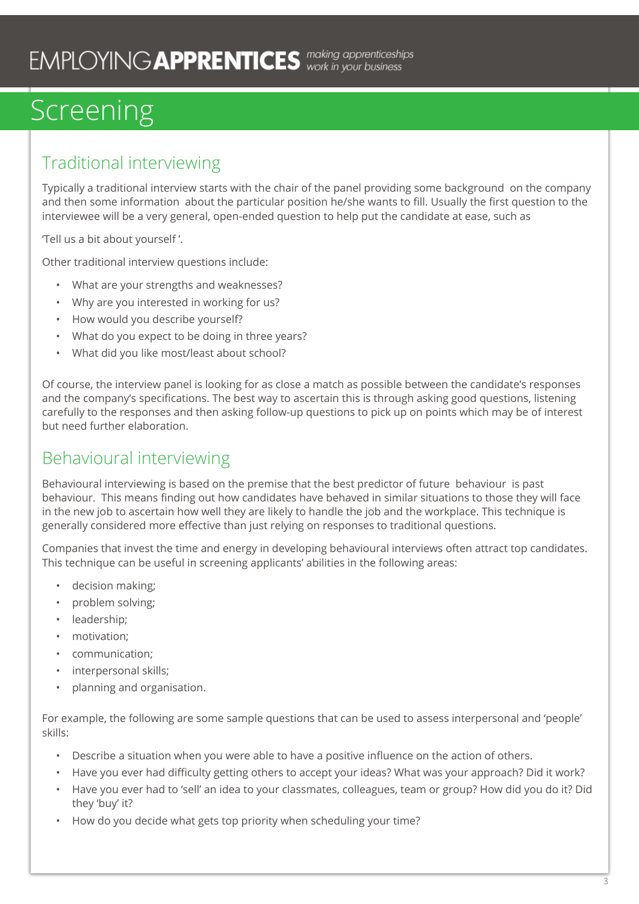# Screening

## Traditional interviewing

Typically a traditional interview starts with the chair of the panel providing some background on the company and then some information about the particular position he/she wants to fill. Usually the first question to the interviewee will be a very general, open-ended question to help put the candidate at ease, such as

'Tell us a bit about yourself'.

Other traditional interview questions include:

- What are your strengths and weaknesses?
- Why are you interested in working for us?
- How would you describe yourself?
- What do you expect to be doing in three years?
- What did you like most/least about school?

Of course, the interview panel is looking for as close a match as possible between the candidate's responses and the company's specifications. The best way to ascertain this is through asking good questions, listening carefully to the responses and then asking follow-up questions to pick up on points which may be of interest but need further elaboration.

## Behavioural interviewing

Behavioural interviewing is based on the premise that the best predictor of future behaviour is past behaviour. This means finding out how candidates have behaved in similar situations to those they will face in the new job to ascertain how well they are likely to handle the job and the workplace. This technique is generally considered more effective than just relying on responses to traditional questions.

Companies that invest the time and energy in developing behavioural interviews often attract top candidates. This technique can be useful in screening applicants' abilities in the following areas:

- decision making;
- problem solving;
- leadership;
- motivation;
- communication;
- interpersonal skills;
- planning and organisation.

For example, the following are some sample questions that can be used to assess interpersonal and 'people' skills:

- Describe a situation when you were able to have a positive influence on the action of others.
- Have you ever had difficulty getting others to accept your ideas? What was your approach? Did it work?
- Have you ever had to 'sell' an idea to your classmates, colleagues, team or group? How did you do it? Did they 'buy' it?
- How do you decide what gets top priority when scheduling your time?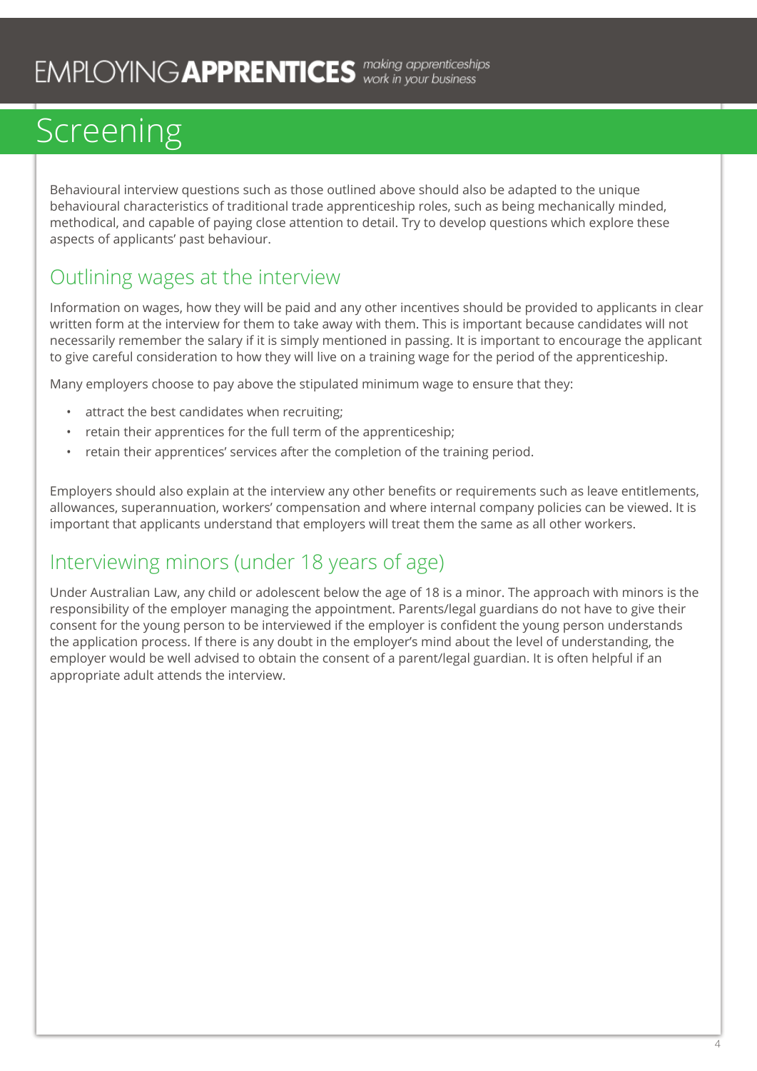# Screening

Behavioural interview questions such as those outlined above should also be adapted to the unique behavioural characteristics of traditional trade apprenticeship roles, such as being mechanically minded, methodical, and capable of paying close attention to detail. Try to develop questions which explore these aspects of applicants' past behaviour.

## Outlining wages at the interview

Information on wages, how they will be paid and any other incentives should be provided to applicants in clear written form at the interview for them to take away with them. This is important because candidates will not necessarily remember the salary if it is simply mentioned in passing. It is important to encourage the applicant to give careful consideration to how they will live on a training wage for the period of the apprenticeship.

Many employers choose to pay above the stipulated minimum wage to ensure that they:

- attract the best candidates when recruiting;
- retain their apprentices for the full term of the apprenticeship;
- retain their apprentices' services after the completion of the training period.

Employers should also explain at the interview any other benefits or requirements such as leave entitlements, allowances, superannuation, workers' compensation and where internal company policies can be viewed. It is important that applicants understand that employers will treat them the same as all other workers.

## Interviewing minors (under 18 years of age)

Under Australian Law, any child or adolescent below the age of 18 is a minor. The approach with minors is the responsibility of the employer managing the appointment. Parents/legal guardians do not have to give their consent for the young person to be interviewed if the employer is confident the young person understands the application process. If there is any doubt in the employer's mind about the level of understanding, the employer would be well advised to obtain the consent of a parent/legal guardian. It is often helpful if an appropriate adult attends the interview.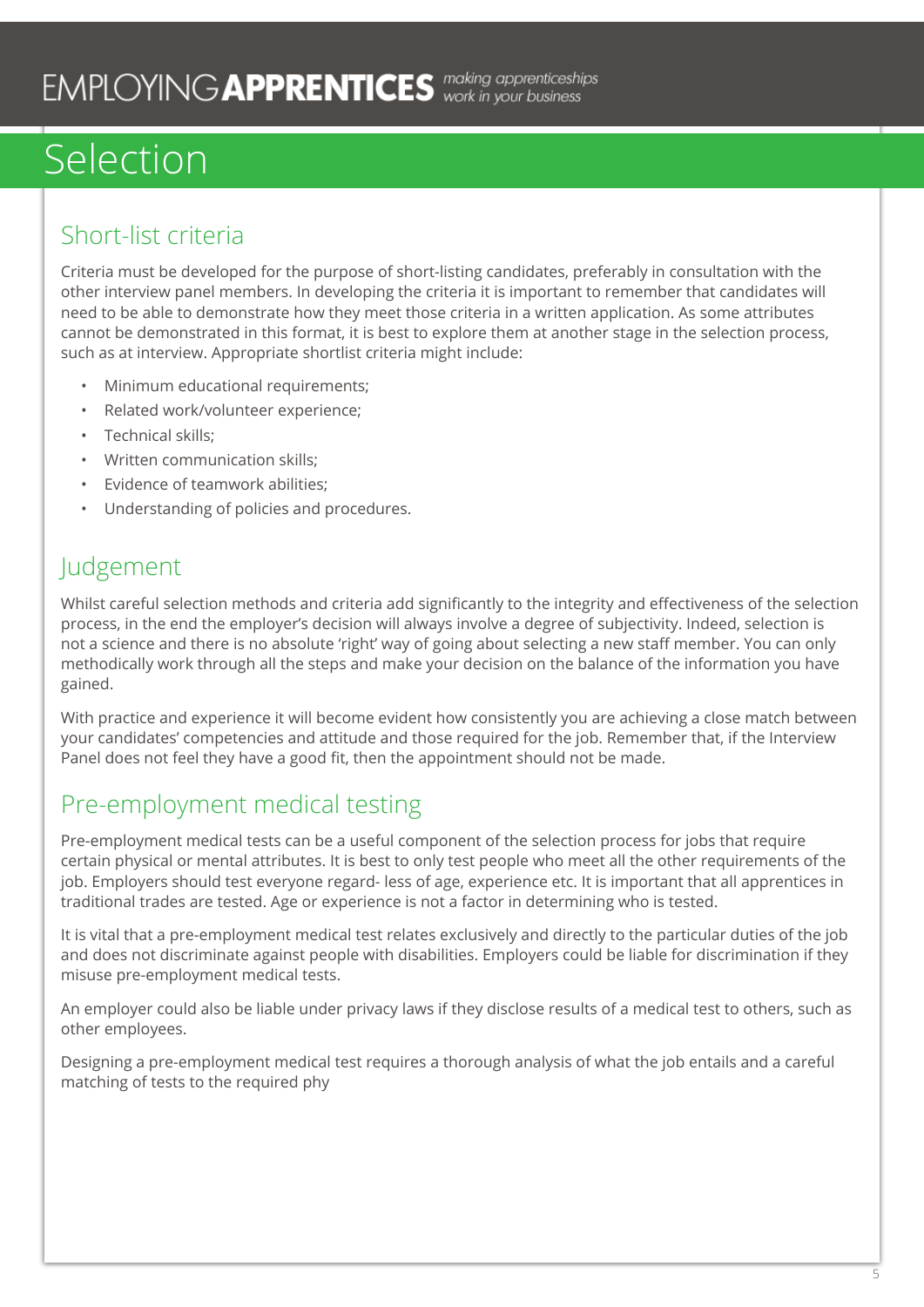# Selection

## Short-list criteria

Criteria must be developed for the purpose of short-listing candidates, preferably in consultation with the other interview panel members. In developing the criteria it is important to remember that candidates will need to be able to demonstrate how they meet those criteria in a written application. As some attributes cannot be demonstrated in this format, it is best to explore them at another stage in the selection process, such as at interview. Appropriate shortlist criteria might include:

- Minimum educational requirements;
- Related work/volunteer experience;
- Technical skills;
- Written communication skills;
- Evidence of teamwork abilities;
- Understanding of policies and procedures.

## Judgement

Whilst careful selection methods and criteria add significantly to the integrity and effectiveness of the selection process, in the end the employer's decision will always involve a degree of subjectivity. Indeed, selection is not a science and there is no absolute 'right' way of going about selecting a new staff member. You can only methodically work through all the steps and make your decision on the balance of the information you have gained.

With practice and experience it will become evident how consistently you are achieving a close match between your candidates' competencies and attitude and those required for the job. Remember that, if the Interview Panel does not feel they have a good fit, then the appointment should not be made.

## Pre-employment medical testing

Pre-employment medical tests can be a useful component of the selection process for jobs that require certain physical or mental attributes. It is best to only test people who meet all the other requirements of the job. Employers should test everyone regard- less of age, experience etc. It is important that all apprentices in traditional trades are tested. Age or experience is not a factor in determining who is tested.

It is vital that a pre-employment medical test relates exclusively and directly to the particular duties of the job and does not discriminate against people with disabilities. Employers could be liable for discrimination if they misuse pre-employment medical tests.

An employer could also be liable under privacy laws if they disclose results of a medical test to others, such as other employees.

Designing a pre-employment medical test requires a thorough analysis of what the job entails and a careful matching of tests to the required phy